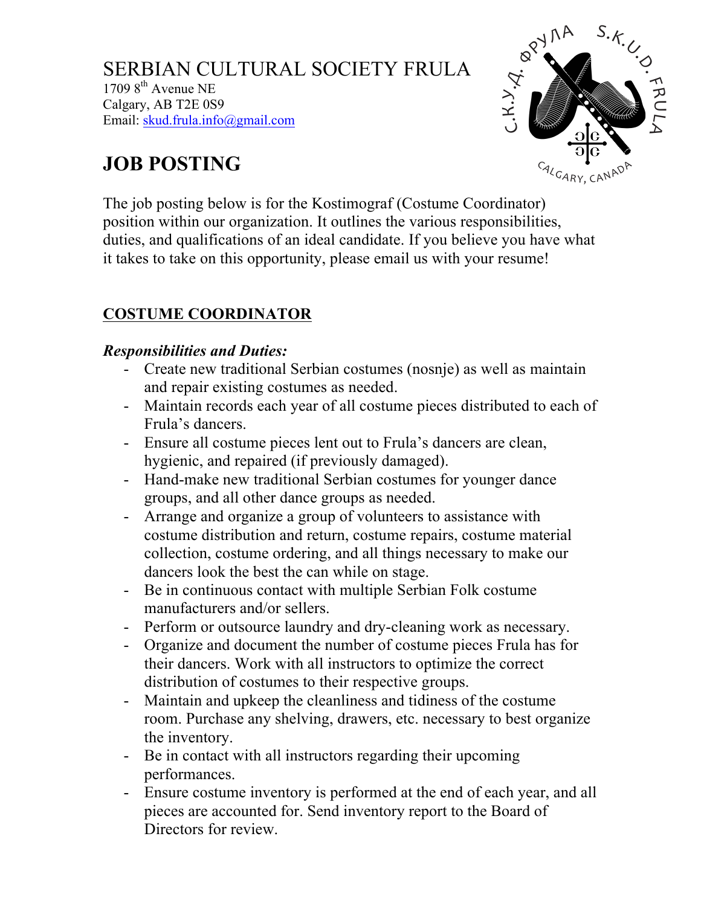SERBIAN CULTURAL SOCIETY FRULA
1709 8th Avenue NE
Calgary, AB T2E 0S9
Email: skud.frula.info@gmail.com

# JOB POSTING

The job posting below is for the Kostimograf (Costume Coordinator) position within our organization. It outlines the various responsibilities, duties, and qualifications of an ideal candidate. If you believe you have what it takes to take on this opportunity, please email us with your resume!

## COSTUME COORDINATOR

### *Responsibilities and Duties:*

- Create new traditional Serbian costumes (nosnje) as well as maintain and repair existing costumes as needed.
- Maintain records each year of all costume pieces distributed to each of Frula's dancers.
- Ensure all costume pieces lent out to Frula's dancers are clean, hygienic, and repaired (if previously damaged).
- Hand-make new traditional Serbian costumes for younger dance groups, and all other dance groups as needed.
- Arrange and organize a group of volunteers to assistance with costume distribution and return, costume repairs, costume material collection, costume ordering, and all things necessary to make our dancers look the best the can while on stage.
- Be in continuous contact with multiple Serbian Folk costume manufacturers and/or sellers.
- Perform or outsource laundry and dry-cleaning work as necessary.
- Organize and document the number of costume pieces Frula has for their dancers. Work with all instructors to optimize the correct distribution of costumes to their respective groups.
- Maintain and upkeep the cleanliness and tidiness of the costume room. Purchase any shelving, drawers, etc. necessary to best organize the inventory.
- Be in contact with all instructors regarding their upcoming performances.
- Ensure costume inventory is performed at the end of each year, and all pieces are accounted for. Send inventory report to the Board of Directors for review.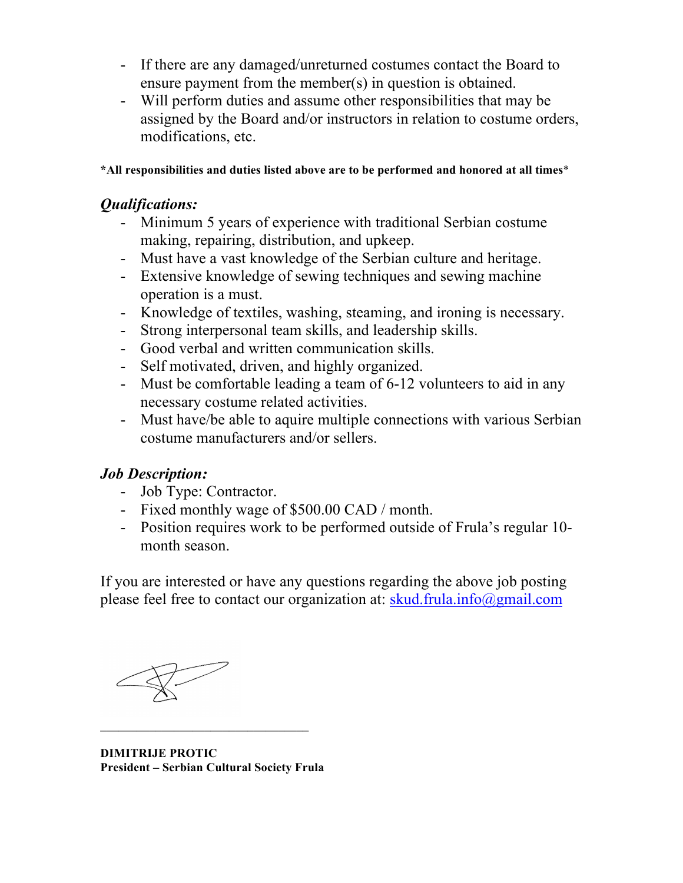- If there are any damaged/unreturned costumes contact the Board to ensure payment from the member(s) in question is obtained.
- Will perform duties and assume other responsibilities that may be assigned by the Board and/or instructors in relation to costume orders, modifications, etc.

**\*All responsibilities and duties listed above are to be performed and honored at all times\***

### *Qualifications:*

- Minimum 5 years of experience with traditional Serbian costume making, repairing, distribution, and upkeep.
- Must have a vast knowledge of the Serbian culture and heritage.
- Extensive knowledge of sewing techniques and sewing machine operation is a must.
- Knowledge of textiles, washing, steaming, and ironing is necessary.
- Strong interpersonal team skills, and leadership skills.
- Good verbal and written communication skills.
- Self motivated, driven, and highly organized.
- Must be comfortable leading a team of 6-12 volunteers to aid in any necessary costume related activities.
- Must have/be able to aquire multiple connections with various Serbian costume manufacturers and/or sellers.

### *Job Description:*

- Job Type: Contractor.
- Fixed monthly wage of $500.00 CAD / month.
- Position requires work to be performed outside of Frula's regular 10-month season.

If you are interested or have any questions regarding the above job posting please feel free to contact our organization at: skud.frula.info@gmail.com

\_\_\_\_\_\_\_\_\_\_\_\_\_\_\_\_\_\_\_\_\_\_\_\_\_\_\_\_\_\_\_\_

**DIMITRIJE PROTIC**
**President – Serbian Cultural Society Frula**